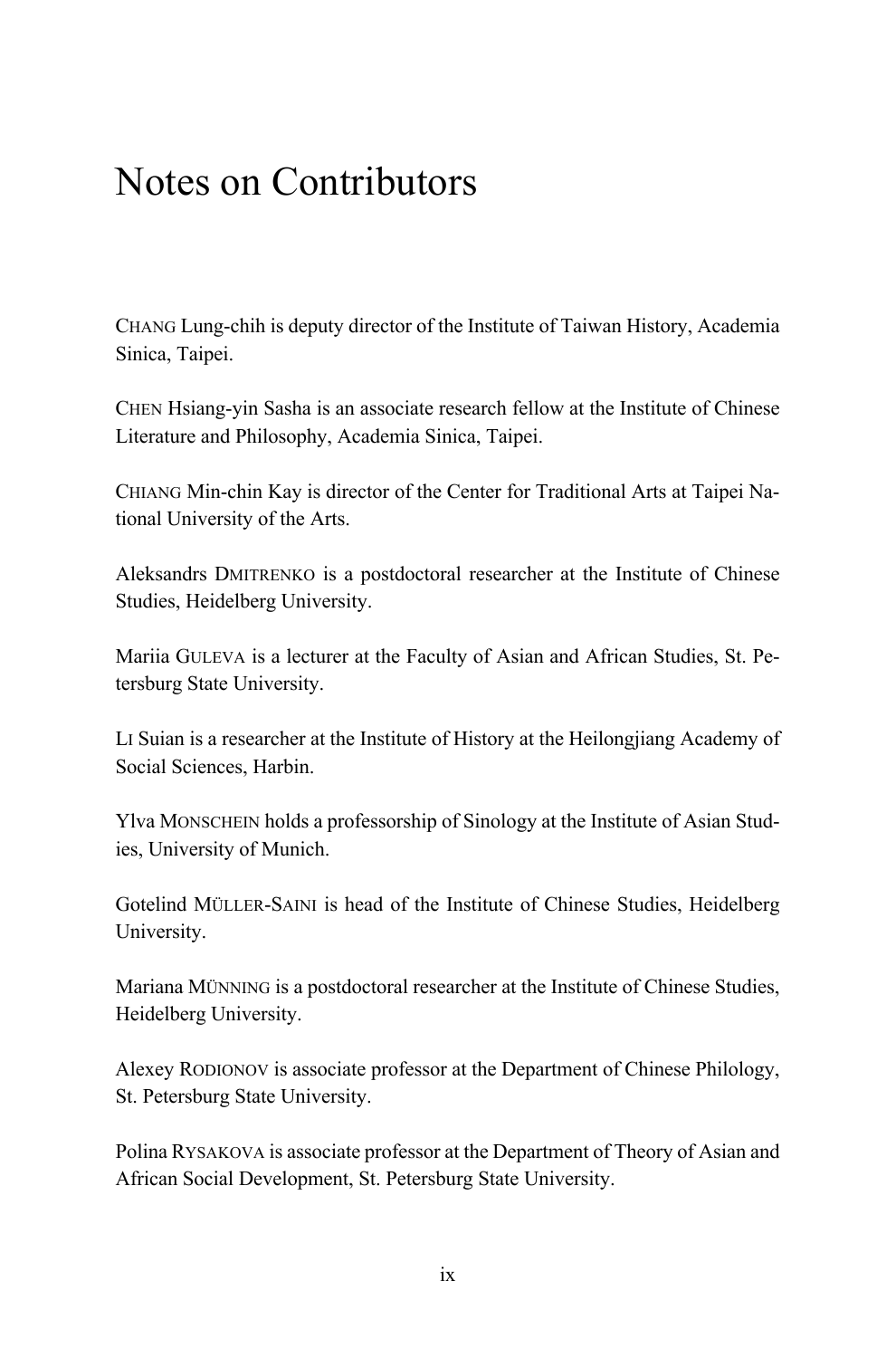# Notes on Contributors

CHANG Lung-chih is deputy director of the Institute of Taiwan History, Academia Sinica, Taipei.

CHEN Hsiang-yin Sasha is an associate research fellow at the Institute of Chinese Literature and Philosophy, Academia Sinica, Taipei.

CHIANG Min-chin Kay is director of the Center for Traditional Arts at Taipei National University of the Arts.

Aleksandrs DMITRENKO is a postdoctoral researcher at the Institute of Chinese Studies, Heidelberg University.

Mariia GULEVA is a lecturer at the Faculty of Asian and African Studies, St. Petersburg State University.

LI Suian is a researcher at the Institute of History at the Heilongjiang Academy of Social Sciences, Harbin.

Ylva MONSCHEIN holds a professorship of Sinology at the Institute of Asian Studies, University of Munich.

Gotelind MÜLLER-SAINI is head of the Institute of Chinese Studies, Heidelberg University.

Mariana MÜNNING is a postdoctoral researcher at the Institute of Chinese Studies, Heidelberg University.

Alexey RODIONOV is associate professor at the Department of Chinese Philology, St. Petersburg State University.

Polina RYSAKOVA is associate professor at the Department of Theory of Asian and African Social Development, St. Petersburg State University.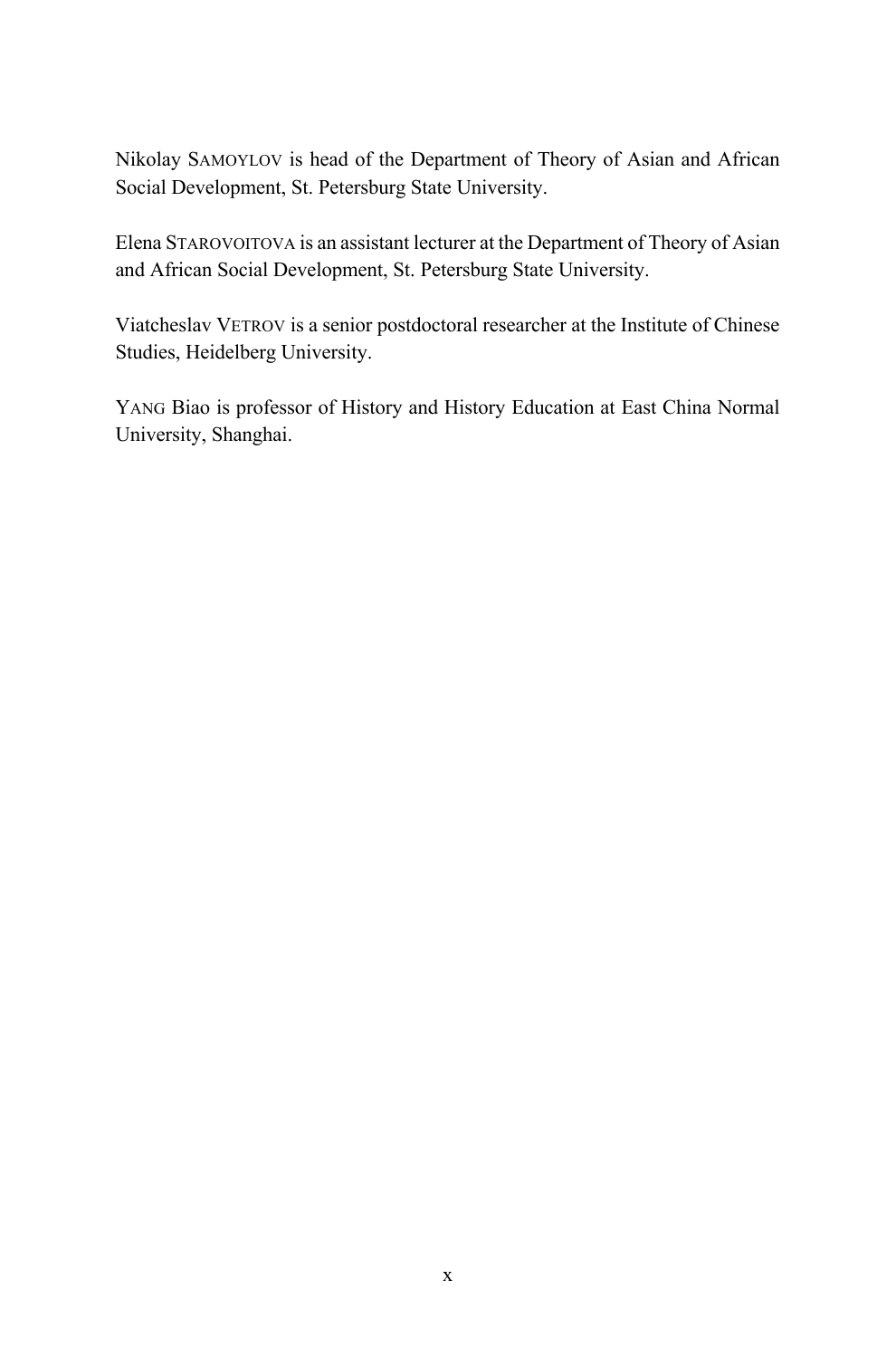Nikolay SAMOYLOV is head of the Department of Theory of Asian and African Social Development, St. Petersburg State University.

Elena STAROVOITOVA is an assistant lecturer at the Department of Theory of Asian and African Social Development, St. Petersburg State University.

Viatcheslav VETROV is a senior postdoctoral researcher at the Institute of Chinese Studies, Heidelberg University.

YANG Biao is professor of History and History Education at East China Normal University, Shanghai.